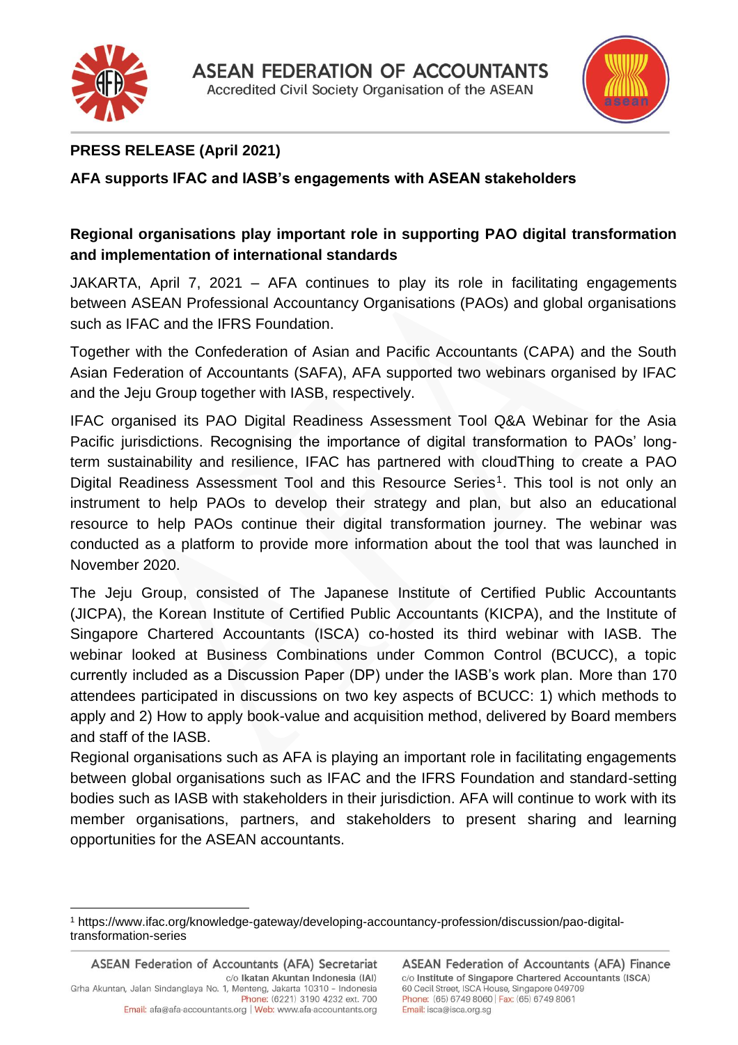# ASEAN FEDERATION OF ACCOUNTANTS

Accredited Civil Society Organisation of the ASEAN

**PRESS RELEASE (April 2021)**

**AFA supports IFAC and IASB's engagements with ASEAN stakeholders**

## Regional organisations play important role in supporting PAO digital transformation and implementation of international standards

JAKARTA, April 7, 2021 – AFA continues to play its role in facilitating engagements between ASEAN Professional Accountancy Organisations (PAOs) and global organisations such as IFAC and the IFRS Foundation.

Together with the Confederation of Asian and Pacific Accountants (CAPA) and the South Asian Federation of Accountants (SAFA), AFA supported two webinars organised by IFAC and the Jeju Group together with IASB, respectively.

IFAC organised its PAO Digital Readiness Assessment Tool Q&A Webinar for the Asia Pacific jurisdictions. Recognising the importance of digital transformation to PAOs' long-term sustainability and resilience, IFAC has partnered with cloudThing to create a PAO Digital Readiness Assessment Tool and this Resource Series[1]. This tool is not only an instrument to help PAOs to develop their strategy and plan, but also an educational resource to help PAOs continue their digital transformation journey. The webinar was conducted as a platform to provide more information about the tool that was launched in November 2020.

The Jeju Group, consisted of The Japanese Institute of Certified Public Accountants (JICPA), the Korean Institute of Certified Public Accountants (KICPA), and the Institute of Singapore Chartered Accountants (ISCA) co-hosted its third webinar with IASB. The webinar looked at Business Combinations under Common Control (BCUCC), a topic currently included as a Discussion Paper (DP) under the IASB's work plan. More than 170 attendees participated in discussions on two key aspects of BCUCC: 1) which methods to apply and 2) How to apply book-value and acquisition method, delivered by Board members and staff of the IASB.

Regional organisations such as AFA is playing an important role in facilitating engagements between global organisations such as IFAC and the IFRS Foundation and standard-setting bodies such as IASB with stakeholders in their jurisdiction. AFA will continue to work with its member organisations, partners, and stakeholders to present sharing and learning opportunities for the ASEAN accountants.

---

[1] https://www.ifac.org/knowledge-gateway/developing-accountancy-profession/discussion/pao-digital-transformation-series

**ASEAN Federation of Accountants (AFA) Secretariat**
c/o **Ikatan Akuntan Indonesia (IAI)**
Grha Akuntan, Jalan Sindanglaya No. 1, Menteng, Jakarta 10310 – Indonesia
Phone: (6221) 3190 4232 ext. 700
Email: afa@afa-accountants.org | Web: www.afa-accountants.org

**ASEAN Federation of Accountants (AFA) Finance**
c/o **Institute of Singapore Chartered Accountants (ISCA)**
60 Cecil Street, ISCA House, Singapore 049709
Phone: (65) 6749 8060 | Fax: (65) 6749 8061
Email: isca@isca.org.sg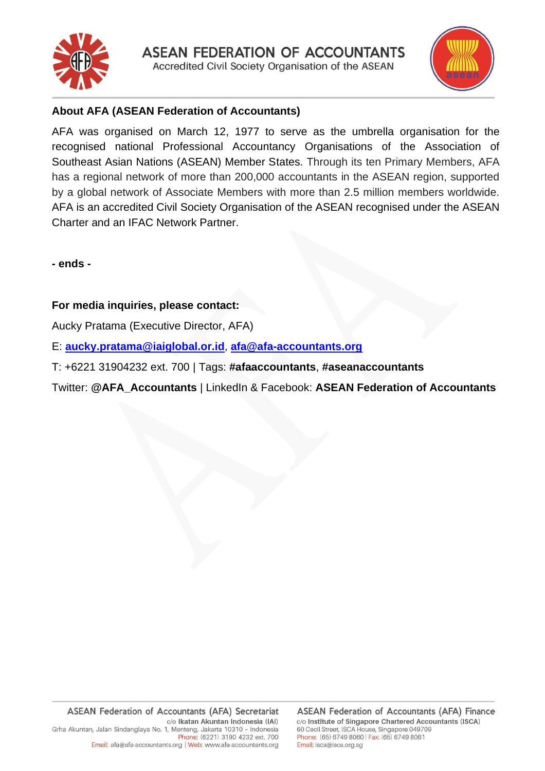### About AFA (ASEAN Federation of Accountants)

AFA was organised on March 12, 1977 to serve as the umbrella organisation for the recognised national Professional Accountancy Organisations of the Association of Southeast Asian Nations (ASEAN) Member States. Through its ten Primary Members, AFA has a regional network of more than 200,000 accountants in the ASEAN region, supported by a global network of Associate Members with more than 2.5 million members worldwide. AFA is an accredited Civil Society Organisation of the ASEAN recognised under the ASEAN Charter and an IFAC Network Partner.

**- ends -**

**For media inquiries, please contact:**

Aucky Pratama (Executive Director, AFA)

E: **aucky.pratama@iaiglobal.or.id**, **afa@afa-accountants.org**

T: +6221 31904232 ext. 700 | Tags: **#afaaccountants**, **#aseanaccountants**

Twitter: **@AFA_Accountants** | LinkedIn & Facebook: **ASEAN Federation of Accountants**